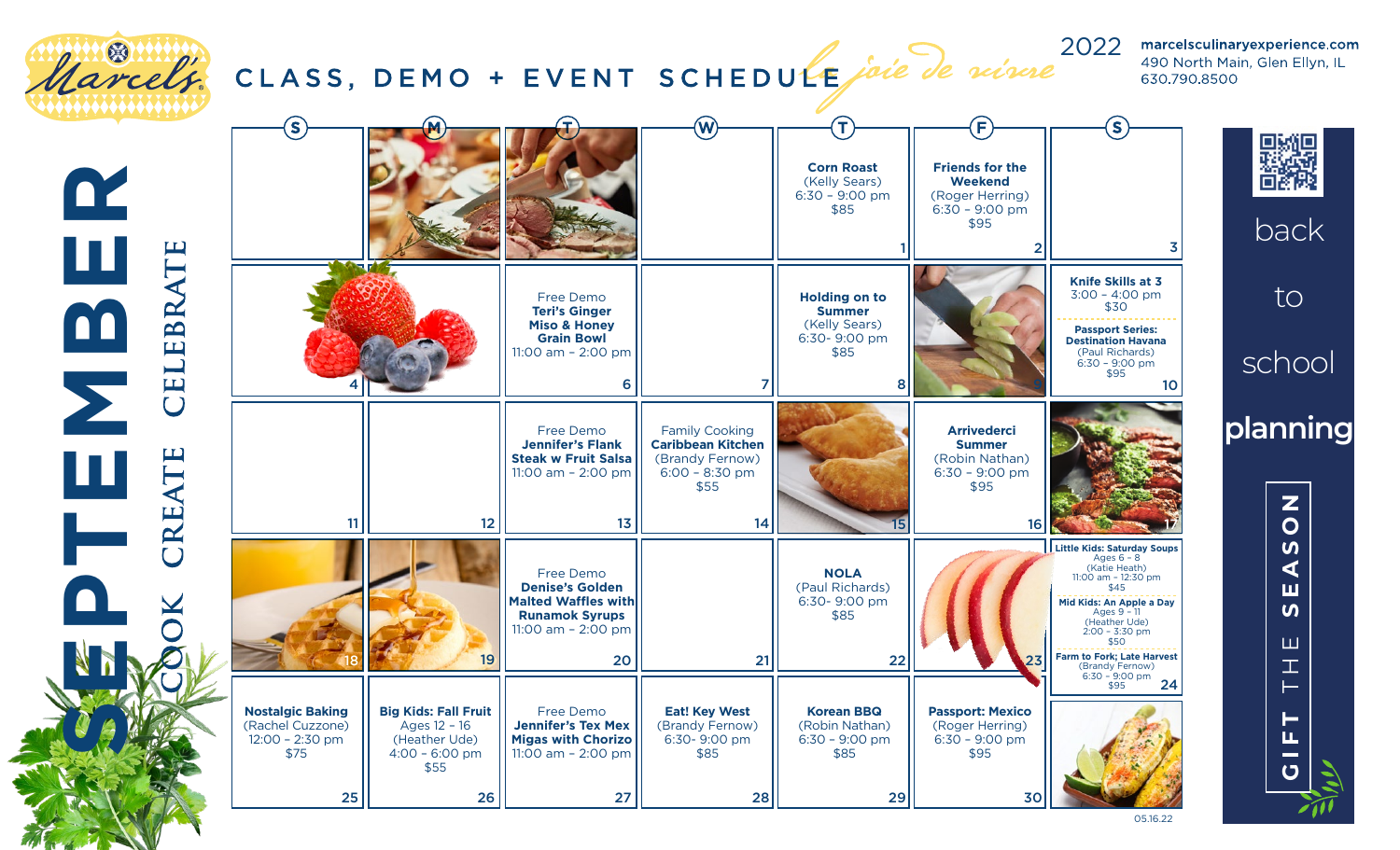# Marcel's

## CLASS, DEMO + EVENT SCHEDULE

*la joie de vivre*

2022

marcelsculinaryexperience.com
490 North Main, Glen Ellyn, IL
630.790.8500

# SEPTEMBER

COOK CREATE CELEBRATE

| S | M | T | W | T | F | S |
|---|---|---|---|---|---|---|
| | | | | **Corn Roast** (Kelly Sears) 6:30 – 9:00 pm $85 — 1 | **Friends for the Weekend** (Roger Herring) 6:30 – 9:00 pm $95 — 2 | 3 |
| 4 | | Free Demo **Teri's Ginger Miso & Honey Grain Bowl** 11:00 am – 2:00 pm — 6 | 7 | **Holding on to Summer** (Kelly Sears) 6:30- 9:00 pm $85 — 8 | 9 | **Knife Skills at 3** 3:00 – 4:00 pm $30; **Passport Series: Destination Havana** (Paul Richards) 6:30 – 9:00 pm $95 — 10 |
| 11 | 12 | Free Demo **Jennifer's Flank Steak w Fruit Salsa** 11:00 am – 2:00 pm — 13 | Family Cooking **Caribbean Kitchen** (Brandy Fernow) 6:00 – 8:30 pm $55 — 14 | 15 | **Arrivederci Summer** (Robin Nathan) 6:30 – 9:00 pm $95 — 16 | 17 |
| 18 | 19 | Free Demo **Denise's Golden Malted Waffles with Runamok Syrups** 11:00 am – 2:00 pm — 20 | 21 | **NOLA** (Paul Richards) 6:30- 9:00 pm $85 — 22 | 23 | **Little Kids: Saturday Soups** Ages 6 – 8 (Katie Heath) 11:00 am – 12:30 pm $45; **Mid Kids: An Apple a Day** Ages 9 – 11 (Heather Ude) 2:00 – 3:30 pm $50; **Farm to Fork; Late Harvest** (Brandy Fernow) 6:30 – 9:00 pm $95 — 24 |
| **Nostalgic Baking** (Rachel Cuzzone) 12:00 – 2:30 pm $75 — 25 | **Big Kids: Fall Fruit** Ages 12 – 16 (Heather Ude) 4:00 – 6:00 pm $55 — 26 | Free Demo **Jennifer's Tex Mex Migas with Chorizo** 11:00 am – 2:00 pm — 27 | **Eat! Key West** (Brandy Fernow) 6:30- 9:00 pm $85 — 28 | **Korean BBQ** (Robin Nathan) 6:30 – 9:00 pm $85 — 29 | **Passport: Mexico** (Roger Herring) 6:30 – 9:00 pm $95 — 30 | |

back to school **planning**

GIFT THE SEASON

05.16.22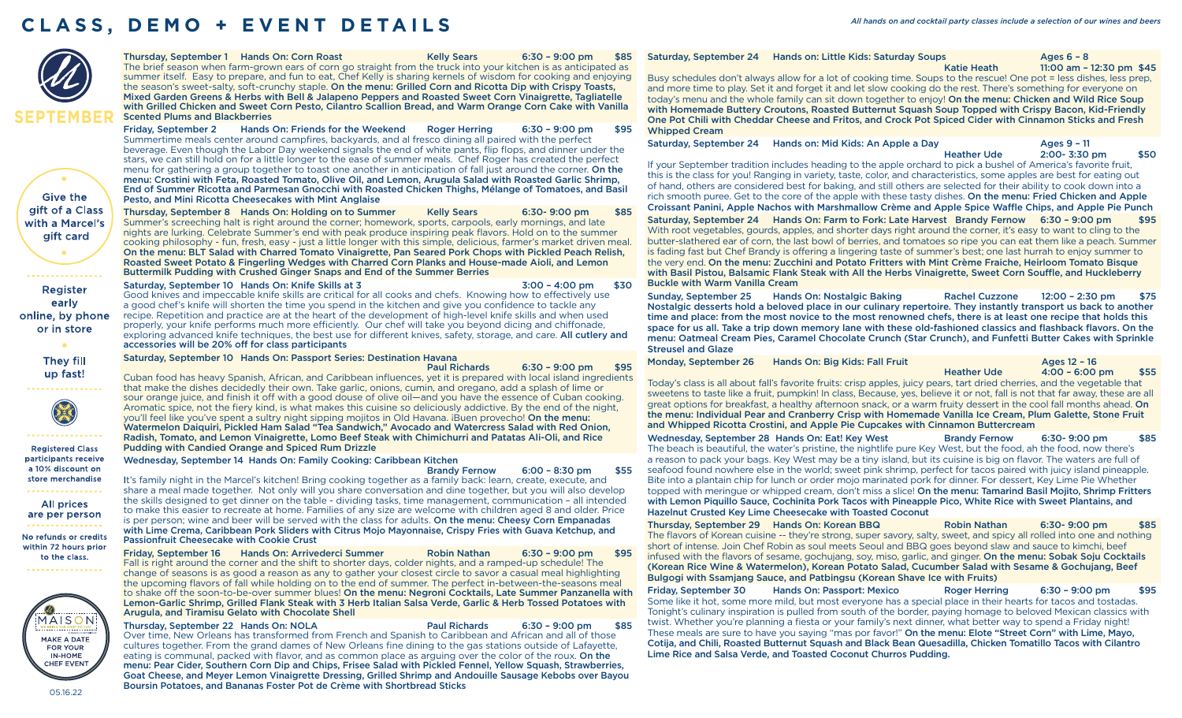# CLASS, DEMO + EVENT DETAILS

*All hands on and cocktail party classes include a selection of our wines and beers*

SEPTEMBER

Give the gift of a Class with a Marcel's gift card

Register early online, by phone or in store

They fill up fast!

Registered Class participants receive a 10% discount on store merchandise

All prices are per person

No refunds or credits within 72 hours prior to the class.

MAISON — MAKE A DATE FOR YOUR IN-HOME CHEF EVENT

05.16.22

**Thursday, September 1 Hands On: Corn Roast** Kelly Sears 6:30 – 9:00 pm $85

The brief season when farm-grown ears of corn go straight from the truck into your kitchen is as anticipated as summer itself. Easy to prepare, and fun to eat, Chef Kelly is sharing kernels of wisdom for cooking and enjoying the season's sweet-salty, soft-crunchy staple. **On the menu: Grilled Corn and Ricotta Dip with Crispy Toasts, Mixed Garden Greens & Herbs with Bell & Jalapeno Peppers and Roasted Sweet Corn Vinaigrette, Tagliatelle with Grilled Chicken and Sweet Corn Pesto, Cilantro Scallion Bread, and Warm Orange Corn Cake with Vanilla Scented Plums and Blackberries**

**Friday, September 2 Hands On: Friends for the Weekend** Roger Herring 6:30 – 9:00 pm $95

Summertime meals center around campfires, backyards, and al fresco dining all paired with the perfect beverage. Even though the Labor Day weekend signals the end of white pants, flip flops, and dinner under the stars, we can still hold on for a little longer to the ease of summer meals. Chef Roger has created the perfect menu for gathering a group together to toast one another in anticipation of fall just around the corner. **On the menu: Crostini with Feta, Roasted Tomato, Olive Oil, and Lemon, Arugula Salad with Roasted Garlic Shrimp, End of Summer Ricotta and Parmesan Gnocchi with Roasted Chicken Thighs, Mélange of Tomatoes, and Basil Pesto, and Mini Ricotta Cheesecakes with Mint Anglaise**

**Thursday, September 8 Hands On: Holding on to Summer** Kelly Sears 6:30- 9:00 pm $85

Summer's screeching halt is right around the corner; homework, sports, carpools, early mornings, and late nights are lurking. Celebrate Summer's end with peak produce inspiring peak flavors. Hold on to the summer cooking philosophy - fun, fresh, easy - just a little longer with this simple, delicious, farmer's market driven meal. **On the menu: BLT Salad with Charred Tomato Vinaigrette, Pan Seared Pork Chops with Pickled Peach Relish, Roasted Sweet Potato & Fingerling Wedges with Charred Corn Planks and House-made Aioli, and Lemon Buttermilk Pudding with Crushed Ginger Snaps and End of the Summer Berries**

**Saturday, September 10 Hands On: Knife Skills at 3** 3:00 – 4:00 pm $30

Good knives and impeccable knife skills are critical for all cooks and chefs. Knowing how to effectively use a good chef's knife will shorten the time you spend in the kitchen and give you confidence to tackle any recipe. Repetition and practice are at the heart of the development of high-level knife skills and when used properly, your knife performs much more efficiently. Our chef will take you beyond dicing and chiffonade, exploring advanced knife techniques, the best use for different knives, safety, storage, and care. **All cutlery and accessories will be 20% off for class participants**

**Saturday, September 10 Hands On: Passport Series: Destination Havana** Paul Richards 6:30 – 9:00 pm $95

Cuban food has heavy Spanish, African, and Caribbean influences, yet it is prepared with local island ingredients that make the dishes decidedly their own. Take garlic, onions, cumin, and oregano, add a splash of lime or sour orange juice, and finish it off with a good douse of olive oil—and you have the essence of Cuban cooking. Aromatic spice, not the fiery kind, is what makes this cuisine so deliciously addictive. By the end of the night, you'll feel like you've spent a sultry night sipping mojitos in Old Havana. ¡Buen provecho! **On the menu: Watermelon Daiquiri, Pickled Ham Salad "Tea Sandwich," Avocado and Watercress Salad with Red Onion, Radish, Tomato, and Lemon Vinaigrette, Lomo Beef Steak with Chimichurri and Patatas Ali-Oli, and Rice Pudding with Candied Orange and Spiced Rum Drizzle**

**Wednesday, September 14 Hands On: Family Cooking: Caribbean Kitchen** Brandy Fernow 6:00 – 8:30 pm $55

It's family night in the Marcel's kitchen! Bring cooking together as a family back: learn, create, execute, and share a meal made together. Not only will you share conversation and dine together, but you will also develop the skills designed to get dinner on the table - dividing tasks, time management, communication – all intended to make this easier to recreate at home. Families of any size are welcome with children aged 8 and older. Price is per person; wine and beer will be served with the class for adults. **On the menu: Cheesy Corn Empanadas with Lime Crema, Caribbean Pork Sliders with Citrus Mojo Mayonnaise, Crispy Fries with Guava Ketchup, and Passionfruit Cheesecake with Cookie Crust**

**Friday, September 16 Hands On: Arrivederci Summer** Robin Nathan 6:30 – 9:00 pm $95

Fall is right around the corner and the shift to shorter days, colder nights, and a ramped-up schedule! The change of seasons is as good a reason as any to gather your closest circle to savor a casual meal highlighting the upcoming flavors of fall while holding on to the end of summer. The perfect in-between-the-seasons meal to shake off the soon-to-be-over summer blues! **On the menu: Negroni Cocktails, Late Summer Panzanella with Lemon-Garlic Shrimp, Grilled Flank Steak with 3 Herb Italian Salsa Verde, Garlic & Herb Tossed Potatoes with Arugula, and Tiramisu Gelato with Chocolate Shell**

**Thursday, September 22 Hands On: NOLA** Paul Richards 6:30 – 9:00 pm $85

Over time, New Orleans has transformed from French and Spanish to Caribbean and African and all of those cultures together. From the grand dames of New Orleans fine dining to the gas stations outside of Lafayette, eating is communal, packed with flavor, and as common place as arguing over the color of the roux. **On the menu: Pear Cider, Southern Corn Dip and Chips, Frisee Salad with Pickled Fennel, Yellow Squash, Strawberries, Goat Cheese, and Meyer Lemon Vinaigrette Dressing, Grilled Shrimp and Andouille Sausage Kebobs over Bayou Boursin Potatoes, and Bananas Foster Pot de Crème with Shortbread Sticks**

**Saturday, September 24 Hands on: Little Kids: Saturday Soups** Ages 6 – 8 Katie Heath 11:00 am – 12:30 pm $45

Busy schedules don't always allow for a lot of cooking time. Soups to the rescue! One pot = less dishes, less prep, and more time to play. Set it and forget it and let slow cooking do the rest. There's something for everyone on today's menu and the whole family can sit down together to enjoy! **On the menu: Chicken and Wild Rice Soup with Homemade Buttery Croutons, Roasted Butternut Squash Soup Topped with Crispy Bacon, Kid-Friendly One Pot Chili with Cheddar Cheese and Fritos, and Crock Pot Spiced Cider with Cinnamon Sticks and Fresh Whipped Cream**

**Saturday, September 24 Hands on: Mid Kids: An Apple a Day** Ages 9 – 11 Heather Ude 2:00- 3:30 pm $50

If your September tradition includes heading to the apple orchard to pick a bushel of America's favorite fruit, this is the class for you! Ranging in variety, taste, color, and characteristics, some apples are best for eating out of hand, others are considered best for baking, and still others are selected for their ability to cook down into a rich smooth puree. Get to the core of the apple with these tasty dishes. **On the menu: Fried Chicken and Apple Croissant Panini, Apple Nachos with Marshmallow Crème and Apple Spice Waffle Chips, and Apple Pie Punch**

**Saturday, September 24 Hands On: Farm to Fork: Late Harvest** Brandy Fernow 6:30 – 9:00 pm $95

With root vegetables, gourds, apples, and shorter days right around the corner, it's easy to want to cling to the butter-slathered ear of corn, the last bowl of berries, and tomatoes so ripe you can eat them like a peach. Summer is fading fast but Chef Brandy is offering a lingering taste of summer's best; one last hurrah to enjoy summer to the very end. **On the menu: Zucchini and Potato Fritters with Mint Crème Fraiche, Heirloom Tomato Bisque with Basil Pistou, Balsamic Flank Steak with All the Herbs Vinaigrette, Sweet Corn Souffle, and Huckleberry Buckle with Warm Vanilla Cream**

**Sunday, September 25 Hands On: Nostalgic Baking** Rachel Cuzzone 12:00 – 2:30 pm $75

**Nostalgic desserts hold a beloved place in our culinary repertoire. They instantly transport us back to another time and place: from the most novice to the most renowned chefs, there is at least one recipe that holds this space for us all. Take a trip down memory lane with these old-fashioned classics and flashback flavors. On the menu: Oatmeal Cream Pies, Caramel Chocolate Crunch (Star Crunch), and Funfetti Butter Cakes with Sprinkle Streusel and Glaze**

**Monday, September 26 Hands On: Big Kids: Fall Fruit** Ages 12 – 16 Heather Ude 4:00 – 6:00 pm $55

Today's class is all about fall's favorite fruits: crisp apples, juicy pears, tart dried cherries, and the vegetable that sweetens to taste like a fruit, pumpkin! In class, Because, yes, believe it or not, fall is not that far away, these are all great options for breakfast, a healthy afternoon snack, or a warm fruity dessert in the cool fall months ahead. **On the menu: Individual Pear and Cranberry Crisp with Homemade Vanilla Ice Cream, Plum Galette, Stone Fruit and Whipped Ricotta Crostini, and Apple Pie Cupcakes with Cinnamon Buttercream**

**Wednesday, September 28 Hands On: Eat! Key West** Brandy Fernow 6:30- 9:00 pm $85

The beach is beautiful, the water's pristine, the nightlife pure Key West, but the food, ah the food, now there's a reason to pack your bags. Key West may be a tiny island, but its cuisine is big on flavor. The waters are full of seafood found nowhere else in the world; sweet pink shrimp, perfect for tacos paired with juicy island pineapple. Bite into a plantain chip for lunch or order mojo marinated pork for dinner. For dessert, Key Lime Pie Whether topped with meringue or whipped cream, don't miss a slice! **On the menu: Tamarind Basil Mojito, Shrimp Fritters with Lemon Piquillo Sauce, Cochinita Pork Tacos with Pineapple Pico, White Rice with Sweet Plantains, and Hazelnut Crusted Key Lime Cheesecake with Toasted Coconut**

**Thursday, September 29 Hands On: Korean BBQ** Robin Nathan 6:30- 9:00 pm $85

The flavors of Korean cuisine -- they're strong, super savory, salty, sweet, and spicy all rolled into one and nothing short of intense. Join Chef Robin as soul meets Seoul and BBQ goes beyond slaw and sauce to kimchi, beef infused with the flavors of sesame, gochujang, soy, miso, garlic, and ginger. **On the menu: Sobak Soju Cocktails (Korean Rice Wine & Watermelon), Korean Potato Salad, Cucumber Salad with Sesame & Gochujang, Beef Bulgogi with Ssamjang Sauce, and Patbingsu (Korean Shave Ice with Fruits)**

**Friday, September 30 Hands On: Passport: Mexico** Roger Herring 6:30 – 9:00 pm $95

Some like it hot, some more mild, but most everyone has a special place in their hearts for tacos and tostadas. Tonight's culinary inspiration is pulled from south of the border, paying homage to beloved Mexican classics with twist. Whether you're planning a fiesta or your family's next dinner, what better way to spend a Friday night! These meals are sure to have you saying "mas por favor!" **On the menu: Elote "Street Corn" with Lime, Mayo, Cotija, and Chili, Roasted Butternut Squash and Black Bean Quesadilla, Chicken Tomatillo Tacos with Cilantro Lime Rice and Salsa Verde, and Toasted Coconut Churros Pudding.**